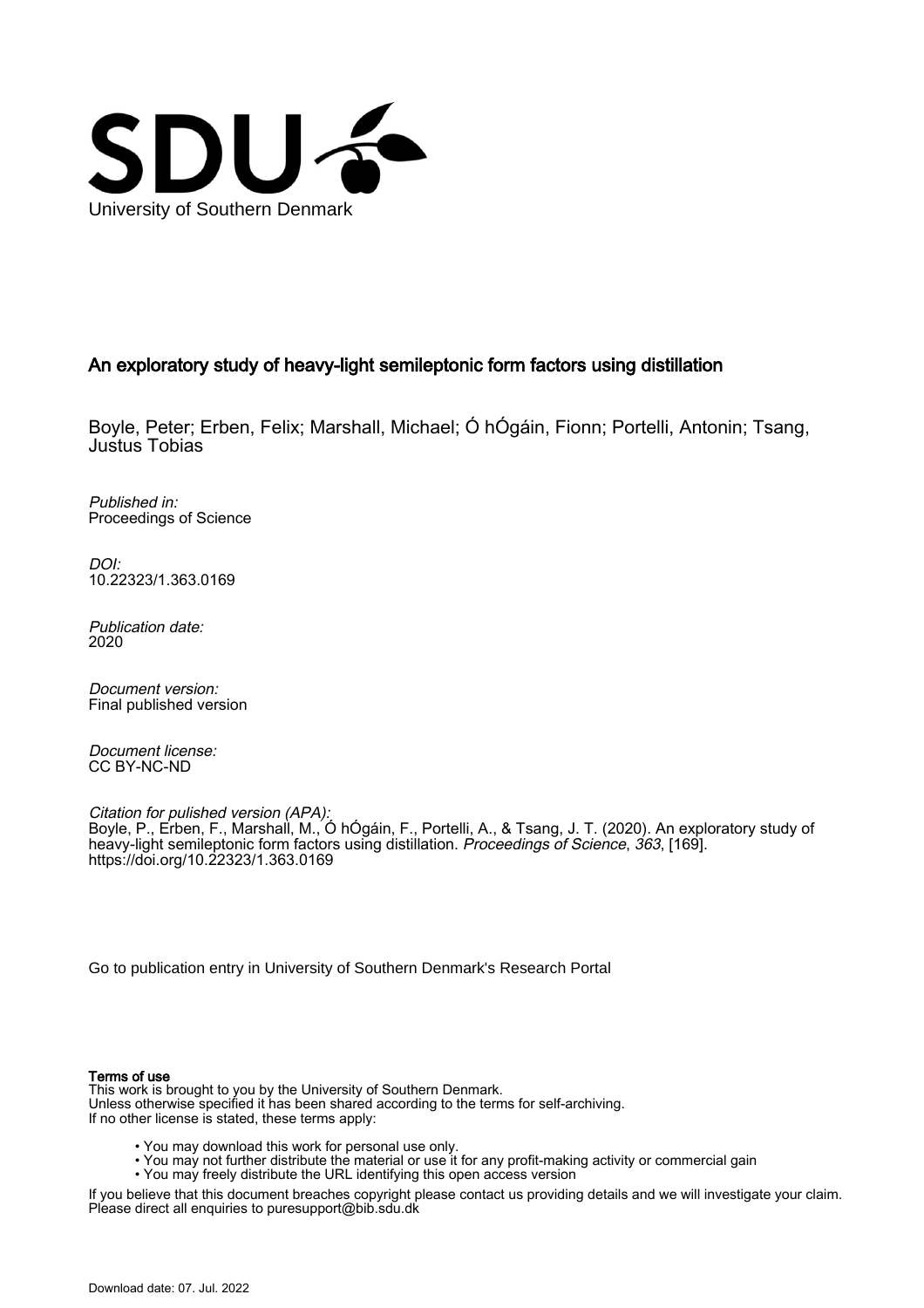University of Southern Denmark

## An exploratory study of heavy-light semileptonic form factors using distillation

Boyle, Peter; Erben, Felix; Marshall, Michael; Ó hÓgáin, Fionn; Portelli, Antonin; Tsang, Justus Tobias

*Published in:*
Proceedings of Science

*DOI:*
10.22323/1.363.0169

*Publication date:*
2020

*Document version:*
Final published version

*Document license:*
CC BY-NC-ND

*Citation for pulished version (APA):*
Boyle, P., Erben, F., Marshall, M., Ó hÓgáin, F., Portelli, A., & Tsang, J. T. (2020). An exploratory study of heavy-light semileptonic form factors using distillation. *Proceedings of Science*, *363*, [169]. https://doi.org/10.22323/1.363.0169

Go to publication entry in University of Southern Denmark's Research Portal

**Terms of use**

This work is brought to you by the University of Southern Denmark.
Unless otherwise specified it has been shared according to the terms for self-archiving.
If no other license is stated, these terms apply:

- You may download this work for personal use only.
- You may not further distribute the material or use it for any profit-making activity or commercial gain
- You may freely distribute the URL identifying this open access version

If you believe that this document breaches copyright please contact us providing details and we will investigate your claim.
Please direct all enquiries to puresupport@bib.sdu.dk

Download date: 07. Jul. 2022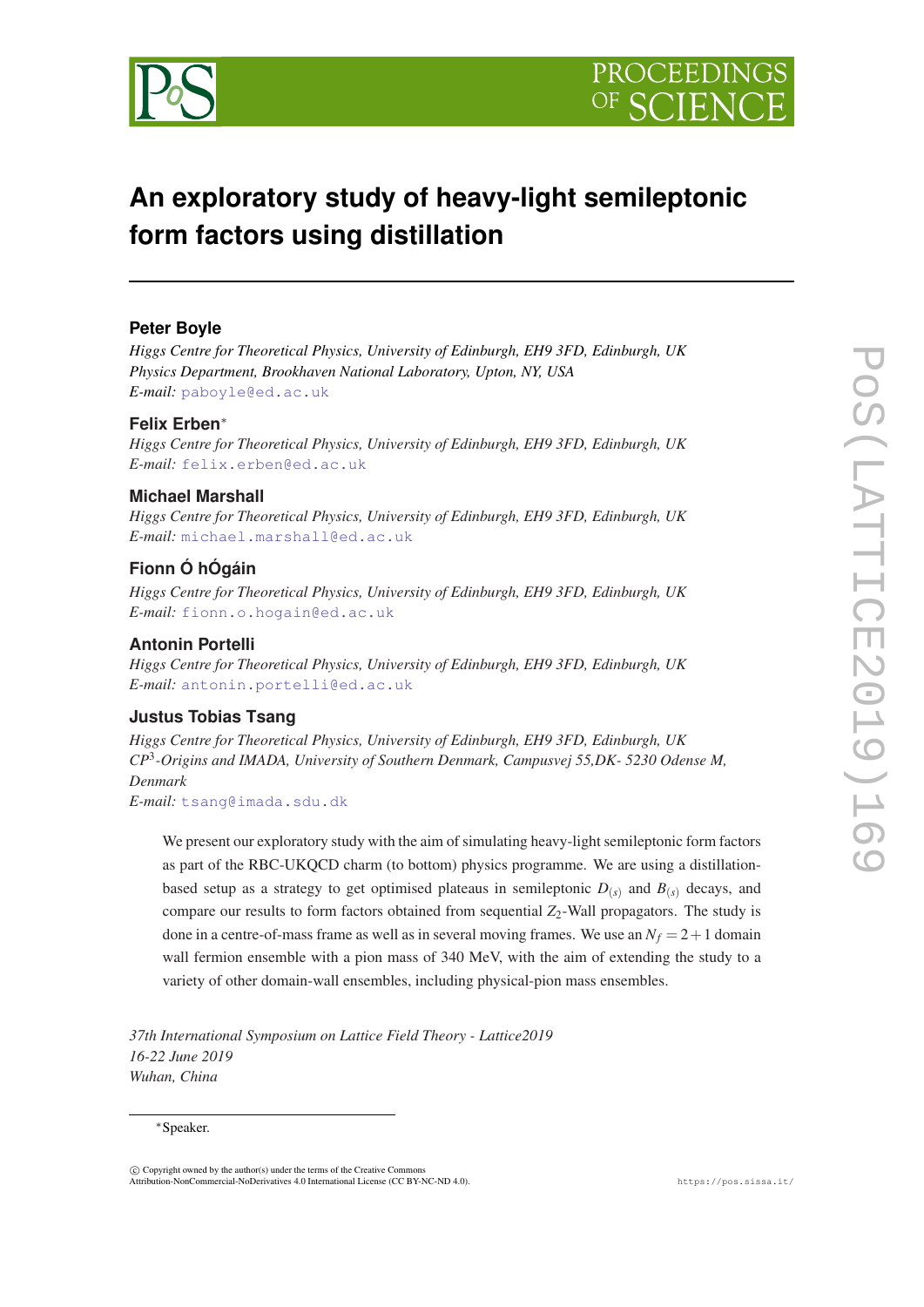# An exploratory study of heavy-light semileptonic form factors using distillation

**Peter Boyle**

*Higgs Centre for Theoretical Physics, University of Edinburgh, EH9 3FD, Edinburgh, UK*
*Physics Department, Brookhaven National Laboratory, Upton, NY, USA*
*E-mail:* paboyle@ed.ac.uk

**Felix Erben***

*Higgs Centre for Theoretical Physics, University of Edinburgh, EH9 3FD, Edinburgh, UK*
*E-mail:* felix.erben@ed.ac.uk

**Michael Marshall**

*Higgs Centre for Theoretical Physics, University of Edinburgh, EH9 3FD, Edinburgh, UK*
*E-mail:* michael.marshall@ed.ac.uk

**Fionn Ó hÓgáin**

*Higgs Centre for Theoretical Physics, University of Edinburgh, EH9 3FD, Edinburgh, UK*
*E-mail:* fionn.o.hogain@ed.ac.uk

**Antonin Portelli**

*Higgs Centre for Theoretical Physics, University of Edinburgh, EH9 3FD, Edinburgh, UK*
*E-mail:* antonin.portelli@ed.ac.uk

**Justus Tobias Tsang**

*Higgs Centre for Theoretical Physics, University of Edinburgh, EH9 3FD, Edinburgh, UK*
*$CP^3$-Origins and IMADA, University of Southern Denmark, Campusvej 55,DK- 5230 Odense M, Denmark*
*E-mail:* tsang@imada.sdu.dk

We present our exploratory study with the aim of simulating heavy-light semileptonic form factors as part of the RBC-UKQCD charm (to bottom) physics programme. We are using a distillation-based setup as a strategy to get optimised plateaus in semileptonic $D_{(s)}$ and $B_{(s)}$ decays, and compare our results to form factors obtained from sequential $Z_2$-Wall propagators. The study is done in a centre-of-mass frame as well as in several moving frames. We use an $N_f = 2+1$ domain wall fermion ensemble with a pion mass of 340 MeV, with the aim of extending the study to a variety of other domain-wall ensembles, including physical-pion mass ensembles.

*37th International Symposium on Lattice Field Theory - Lattice2019*
*16-22 June 2019*
*Wuhan, China*

*Speaker.

© Copyright owned by the author(s) under the terms of the Creative Commons Attribution-NonCommercial-NoDerivatives 4.0 International License (CC BY-NC-ND 4.0).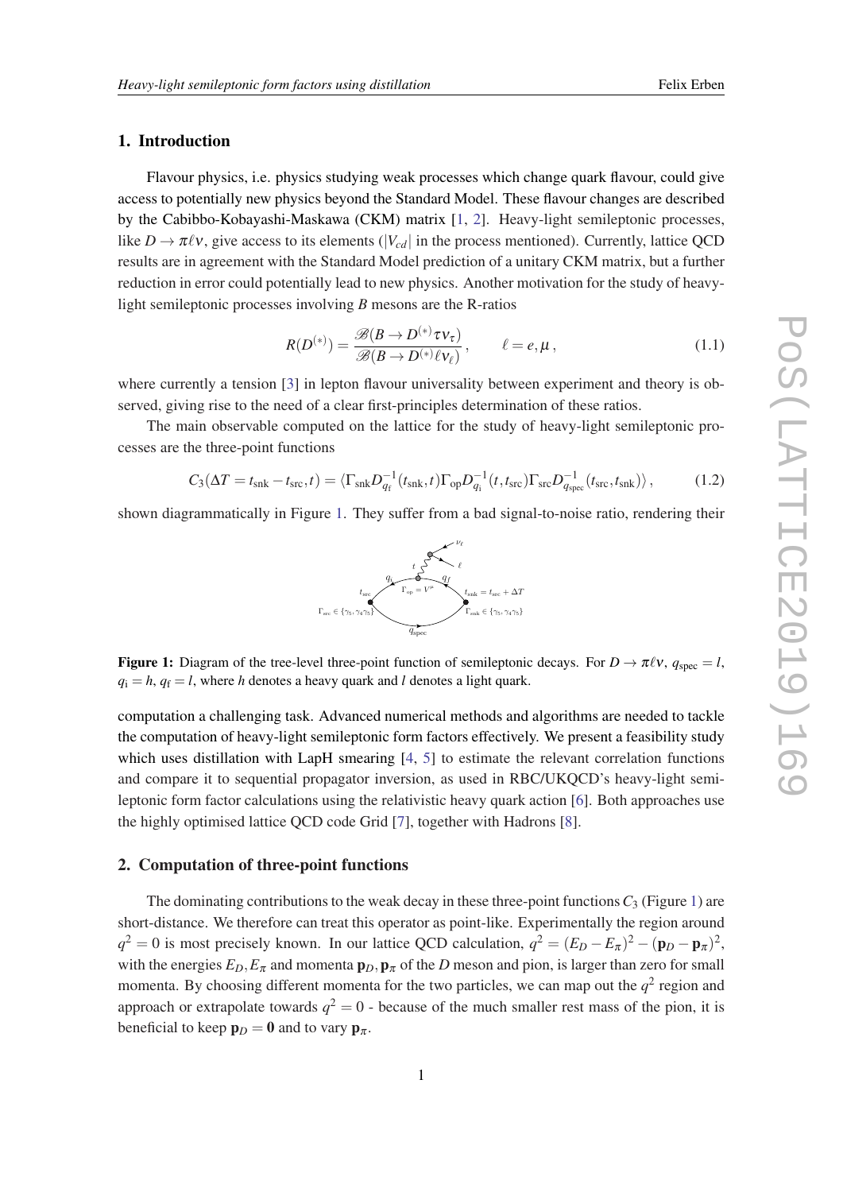## 1. Introduction

Flavour physics, i.e. physics studying weak processes which change quark flavour, could give access to potentially new physics beyond the Standard Model. These flavour changes are described by the Cabibbo-Kobayashi-Maskawa (CKM) matrix [1, 2]. Heavy-light semileptonic processes, like $D \to \pi \ell \nu$, give access to its elements ($|V_{cd}|$ in the process mentioned). Currently, lattice QCD results are in agreement with the Standard Model prediction of a unitary CKM matrix, but a further reduction in error could potentially lead to new physics. Another motivation for the study of heavy-light semileptonic processes involving $B$ mesons are the R-ratios

$$R(D^{(*)}) = \frac{\mathscr{B}(B \to D^{(*)} \tau \nu_\tau)}{\mathscr{B}(B \to D^{(*)} \ell \nu_\ell)}, \qquad \ell = e, \mu, \tag{1.1}$$

where currently a tension [3] in lepton flavour universality between experiment and theory is observed, giving rise to the need of a clear first-principles determination of these ratios.

The main observable computed on the lattice for the study of heavy-light semileptonic processes are the three-point functions

$$C_3(\Delta T = t_{\text{snk}} - t_{\text{src}}, t) = \langle \Gamma_{\text{snk}} D^{-1}_{q_\text{f}}(t_{\text{snk}}, t) \Gamma_{\text{op}} D^{-1}_{q_\text{i}}(t, t_{\text{src}}) \Gamma_{\text{src}} D^{-1}_{q_{\text{spec}}}(t_{\text{src}}, t_{\text{snk}}) \rangle, \tag{1.2}$$

shown diagrammatically in Figure 1. They suffer from a bad signal-to-noise ratio, rendering their computation a challenging task. Advanced numerical methods and algorithms are needed to tackle the computation of heavy-light semileptonic form factors effectively. We present a feasibility study which uses distillation with LapH smearing [4, 5] to estimate the relevant correlation functions and compare it to sequential propagator inversion, as used in RBC/UKQCD's heavy-light semileptonic form factor calculations using the relativistic heavy quark action [6]. Both approaches use the highly optimised lattice QCD code Grid [7], together with Hadrons [8].

**Figure 1:** Diagram of the tree-level three-point function of semileptonic decays. For $D \to \pi \ell \nu$, $q_{\text{spec}} = l$, $q_\text{i} = h$, $q_\text{f} = l$, where $h$ denotes a heavy quark and $l$ denotes a light quark.

## 2. Computation of three-point functions

The dominating contributions to the weak decay in these three-point functions $C_3$ (Figure 1) are short-distance. We therefore can treat this operator as point-like. Experimentally the region around $q^2 = 0$ is most precisely known. In our lattice QCD calculation, $q^2 = (E_D - E_\pi)^2 - (\mathbf{p}_D - \mathbf{p}_\pi)^2$, with the energies $E_D, E_\pi$ and momenta $\mathbf{p}_D, \mathbf{p}_\pi$ of the $D$ meson and pion, is larger than zero for small momenta. By choosing different momenta for the two particles, we can map out the $q^2$ region and approach or extrapolate towards $q^2 = 0$ - because of the much smaller rest mass of the pion, it is beneficial to keep $\mathbf{p}_D = \mathbf{0}$ and to vary $\mathbf{p}_\pi$.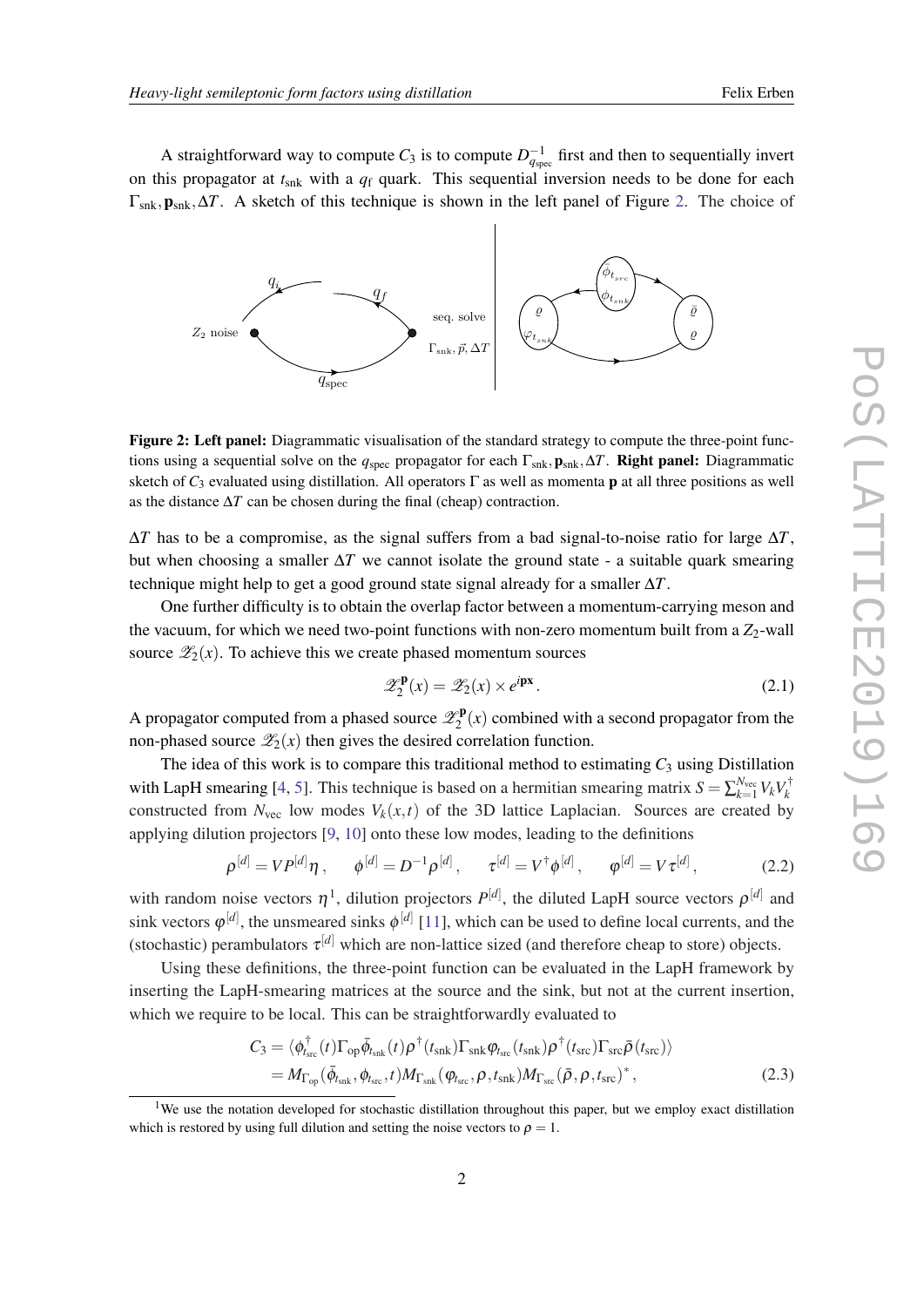A straightforward way to compute $C_3$ is to compute $D^{-1}_{q_{\rm spec}}$ first and then to sequentially invert on this propagator at $t_{\rm snk}$ with a $q_{\rm f}$ quark. This sequential inversion needs to be done for each $\Gamma_{\rm snk}, \mathbf{p}_{\rm snk}, \Delta T$. A sketch of this technique is shown in the left panel of Figure 2. The choice of

**Figure 2: Left panel:** Diagrammatic visualisation of the standard strategy to compute the three-point functions using a sequential solve on the $q_{\rm spec}$ propagator for each $\Gamma_{\rm snk}, \mathbf{p}_{\rm snk}, \Delta T$. **Right panel:** Diagrammatic sketch of $C_3$ evaluated using distillation. All operators $\Gamma$ as well as momenta $\mathbf{p}$ at all three positions as well as the distance $\Delta T$ can be chosen during the final (cheap) contraction.

$\Delta T$ has to be a compromise, as the signal suffers from a bad signal-to-noise ratio for large $\Delta T$, but when choosing a smaller $\Delta T$ we cannot isolate the ground state - a suitable quark smearing technique might help to get a good ground state signal already for a smaller $\Delta T$.

One further difficulty is to obtain the overlap factor between a momentum-carrying meson and the vacuum, for which we need two-point functions with non-zero momentum built from a $Z_2$-wall source $\mathscr{Z}_2(x)$. To achieve this we create phased momentum sources

$$\mathscr{Z}_2^{\mathbf{p}}(x) = \mathscr{Z}_2(x) \times e^{i\mathbf{p}\mathbf{x}}. \tag{2.1}$$

A propagator computed from a phased source $\mathscr{Z}_2^{\mathbf{p}}(x)$ combined with a second propagator from the non-phased source $\mathscr{Z}_2(x)$ then gives the desired correlation function.

The idea of this work is to compare this traditional method to estimating $C_3$ using Distillation with LapH smearing [4, 5]. This technique is based on a hermitian smearing matrix $S = \sum_{k=1}^{N_{\rm vec}} V_k V_k^\dagger$ constructed from $N_{\rm vec}$ low modes $V_k(x,t)$ of the 3D lattice Laplacian. Sources are created by applying dilution projectors [9, 10] onto these low modes, leading to the definitions

$$\rho^{[d]} = V P^{[d]} \eta\,, \qquad \phi^{[d]} = D^{-1} \rho^{[d]}\,, \qquad \tau^{[d]} = V^\dagger \phi^{[d]}\,, \qquad \varphi^{[d]} = V \tau^{[d]}\,, \tag{2.2}$$

with random noise vectors $\eta$[1], dilution projectors $P^{[d]}$, the diluted LapH source vectors $\rho^{[d]}$ and sink vectors $\varphi^{[d]}$, the unsmeared sinks $\phi^{[d]}$ [11], which can be used to define local currents, and the (stochastic) perambulators $\tau^{[d]}$ which are non-lattice sized (and therefore cheap to store) objects.

Using these definitions, the three-point function can be evaluated in the LapH framework by inserting the LapH-smearing matrices at the source and the sink, but not at the current insertion, which we require to be local. This can be straightforwardly evaluated to

$$\begin{aligned} C_3 &= \langle \phi^\dagger_{t_{\rm src}}(t) \Gamma_{\rm op} \bar{\phi}_{t_{\rm snk}}(t) \rho^\dagger(t_{\rm snk}) \Gamma_{\rm snk} \varphi_{t_{\rm src}}(t_{\rm snk}) \rho^\dagger(t_{\rm src}) \Gamma_{\rm src} \bar{\rho}(t_{\rm src}) \rangle \\ &= M_{\Gamma_{\rm op}}(\bar{\phi}_{t_{\rm snk}}, \phi_{t_{\rm src}}, t) M_{\Gamma_{\rm snk}}(\varphi_{t_{\rm src}}, \rho, t_{\rm snk}) M_{\Gamma_{\rm src}}(\bar{\rho}, \rho, t_{\rm src})^*\,, \end{aligned} \tag{2.3}$$

[1] We use the notation developed for stochastic distillation throughout this paper, but we employ exact distillation which is restored by using full dilution and setting the noise vectors to $\rho = 1$.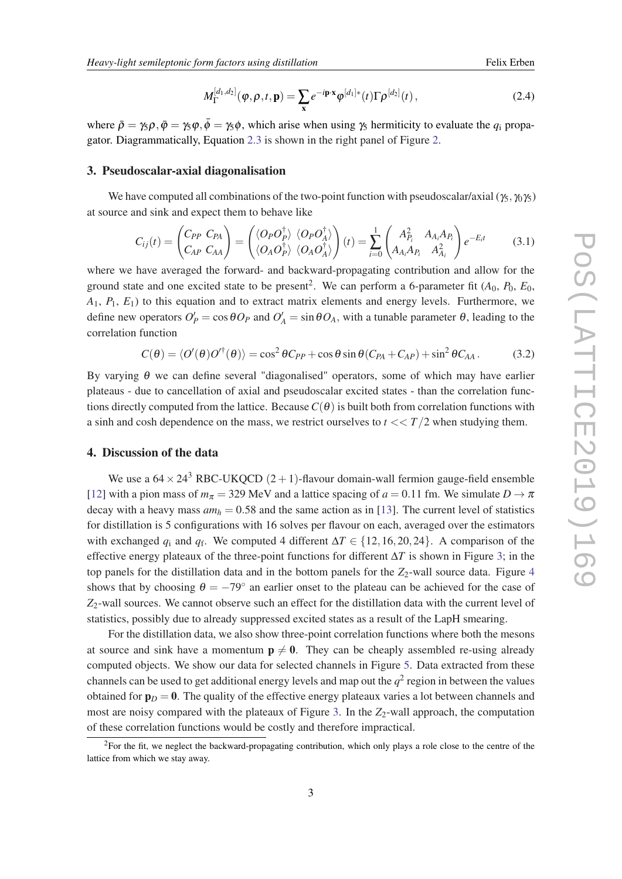$$M_\Gamma^{[d_1,d_2]}(\varphi,\rho,t,\mathbf{p}) = \sum_{\mathbf{x}} e^{-i\mathbf{p}\cdot\mathbf{x}} \varphi^{[d_1]*}(t)\Gamma\rho^{[d_2]}(t)\,, \tag{2.4}$$

where $\bar{\rho} = \gamma_5\rho, \bar{\varphi} = \gamma_5\varphi, \bar{\phi} = \gamma_5\phi$, which arise when using $\gamma_5$ hermiticity to evaluate the $q_\mathrm{i}$ propagator. Diagrammatically, Equation 2.3 is shown in the right panel of Figure 2.

## 3. Pseudoscalar-axial diagonalisation

We have computed all combinations of the two-point function with pseudoscalar/axial ($\gamma_5, \gamma_0\gamma_5$) at source and sink and expect them to behave like

$$C_{ij}(t) = \begin{pmatrix} C_{PP} & C_{PA} \\ C_{AP} & C_{AA} \end{pmatrix} = \begin{pmatrix} \langle O_P O_P^\dagger \rangle & \langle O_P O_A^\dagger \rangle \\ \langle O_A O_P^\dagger \rangle & \langle O_A O_A^\dagger \rangle \end{pmatrix}(t) = \sum_{i=0}^{1} \begin{pmatrix} A_{P_i}^2 & A_{A_i}A_{P_i} \\ A_{A_i}A_{P_i} & A_{A_i}^2 \end{pmatrix} e^{-E_i t} \tag{3.1}$$

where we have averaged the forward- and backward-propagating contribution and allow for the ground state and one excited state to be present[2]. We can perform a 6-parameter fit ($A_0$, $P_0$, $E_0$, $A_1$, $P_1$, $E_1$) to this equation and to extract matrix elements and energy levels. Furthermore, we define new operators $O'_P = \cos\theta O_P$ and $O'_A = \sin\theta O_A$, with a tunable parameter $\theta$, leading to the correlation function

$$C(\theta) = \langle O'(\theta) O'^\dagger(\theta) \rangle = \cos^2\theta C_{PP} + \cos\theta\sin\theta(C_{PA} + C_{AP}) + \sin^2\theta C_{AA}\,. \tag{3.2}$$

By varying $\theta$ we can define several "diagonalised" operators, some of which may have earlier plateaus - due to cancellation of axial and pseudoscalar excited states - than the correlation functions directly computed from the lattice. Because $C(\theta)$ is built both from correlation functions with a sinh and cosh dependence on the mass, we restrict ourselves to $t << T/2$ when studying them.

## 4. Discussion of the data

We use a $64 \times 24^3$ RBC-UKQCD $(2+1)$-flavour domain-wall fermion gauge-field ensemble [12] with a pion mass of $m_\pi = 329$ MeV and a lattice spacing of $a = 0.11$ fm. We simulate $D \to \pi$ decay with a heavy mass $am_h = 0.58$ and the same action as in [13]. The current level of statistics for distillation is 5 configurations with 16 solves per flavour on each, averaged over the estimators with exchanged $q_\mathrm{i}$ and $q_\mathrm{f}$. We computed 4 different $\Delta T \in \{12, 16, 20, 24\}$. A comparison of the effective energy plateaus of the three-point functions for different $\Delta T$ is shown in Figure 3; in the top panels for the distillation data and in the bottom panels for the $Z_2$-wall source data. Figure 4 shows that by choosing $\theta = -79^\circ$ an earlier onset to the plateau can be achieved for the case of $Z_2$-wall sources. We cannot observe such an effect for the distillation data with the current level of statistics, possibly due to already suppressed excited states as a result of the LapH smearing.

For the distillation data, we also show three-point correlation functions where both the mesons at source and sink have a momentum $\mathbf{p} \neq \mathbf{0}$. They can be cheaply assembled re-using already computed objects. We show our data for selected channels in Figure 5. Data extracted from these channels can be used to get additional energy levels and map out the $q^2$ region in between the values obtained for $\mathbf{p}_D = \mathbf{0}$. The quality of the effective energy plateaus varies a lot between channels and most are noisy compared with the plateaux of Figure 3. In the $Z_2$-wall approach, the computation of these correlation functions would be costly and therefore impractical.

[2] For the fit, we neglect the backward-propagating contribution, which only plays a role close to the centre of the lattice from which we stay away.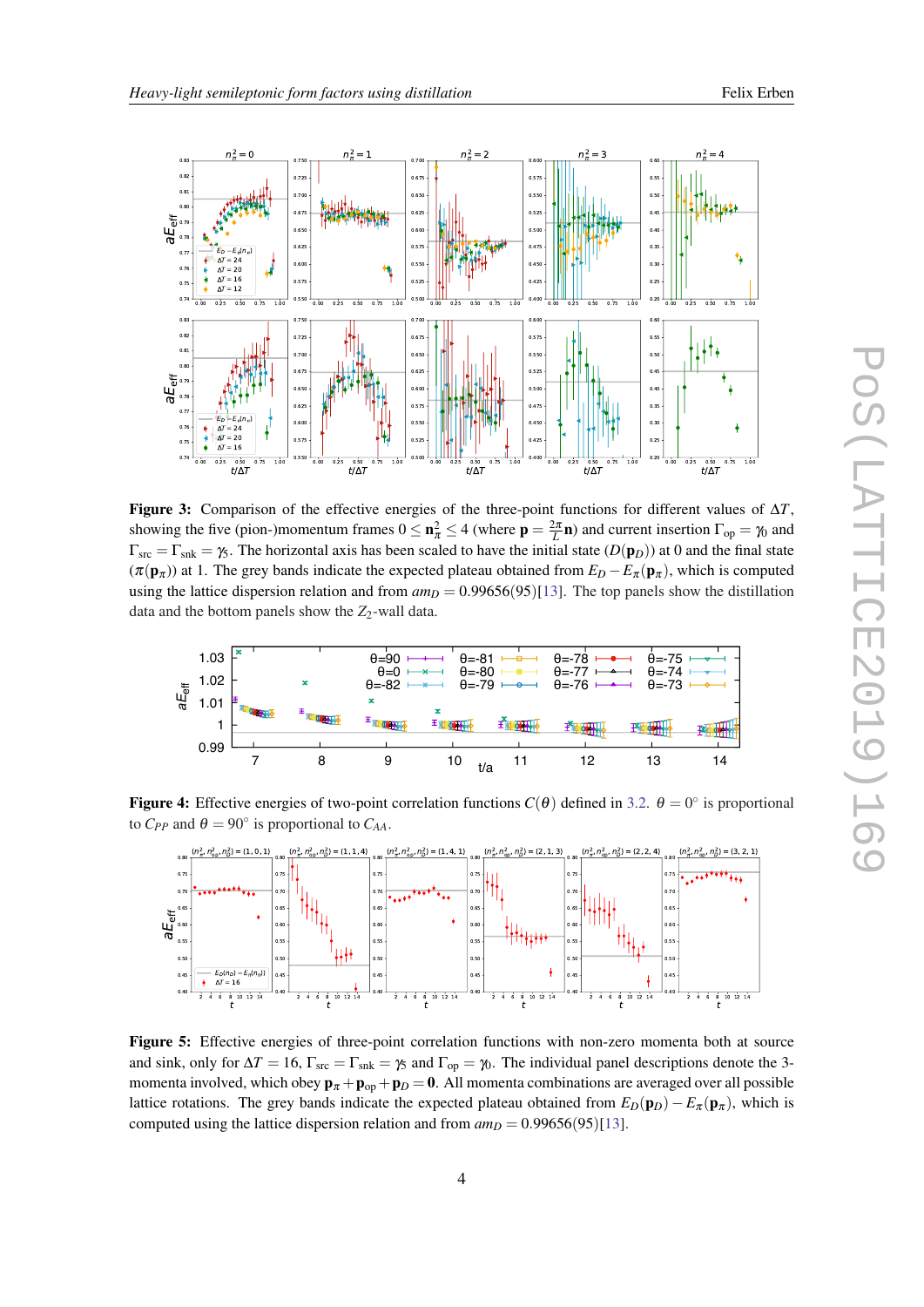**Figure 3:** Comparison of the effective energies of the three-point functions for different values of $\Delta T$, showing the five (pion-)momentum frames $0 \leq \mathbf{n}_\pi^2 \leq 4$ (where $\mathbf{p} = \frac{2\pi}{L}\mathbf{n}$) and current insertion $\Gamma_{\rm op} = \gamma_0$ and $\Gamma_{\rm src} = \Gamma_{\rm snk} = \gamma_5$. The horizontal axis has been scaled to have the initial state ($D(\mathbf{p}_D)$) at 0 and the final state ($\pi(\mathbf{p}_\pi)$) at 1. The grey bands indicate the expected plateau obtained from $E_D - E_\pi(\mathbf{p}_\pi)$, which is computed using the lattice dispersion relation and from $am_D = 0.99656(95)$[13]. The top panels show the distillation data and the bottom panels show the $Z_2$-wall data.

**Figure 4:** Effective energies of two-point correlation functions $C(\theta)$ defined in 3.2. $\theta = 0°$ is proportional to $C_{PP}$ and $\theta = 90°$ is proportional to $C_{AA}$.

**Figure 5:** Effective energies of three-point correlation functions with non-zero momenta both at source and sink, only for $\Delta T = 16$, $\Gamma_{\rm src} = \Gamma_{\rm snk} = \gamma_5$ and $\Gamma_{\rm op} = \gamma_0$. The individual panel descriptions denote the 3-momenta involved, which obey $\mathbf{p}_\pi + \mathbf{p}_{\rm op} + \mathbf{p}_D = \mathbf{0}$. All momenta combinations are averaged over all possible lattice rotations. The grey bands indicate the expected plateau obtained from $E_D(\mathbf{p}_D) - E_\pi(\mathbf{p}_\pi)$, which is computed using the lattice dispersion relation and from $am_D = 0.99656(95)$[13].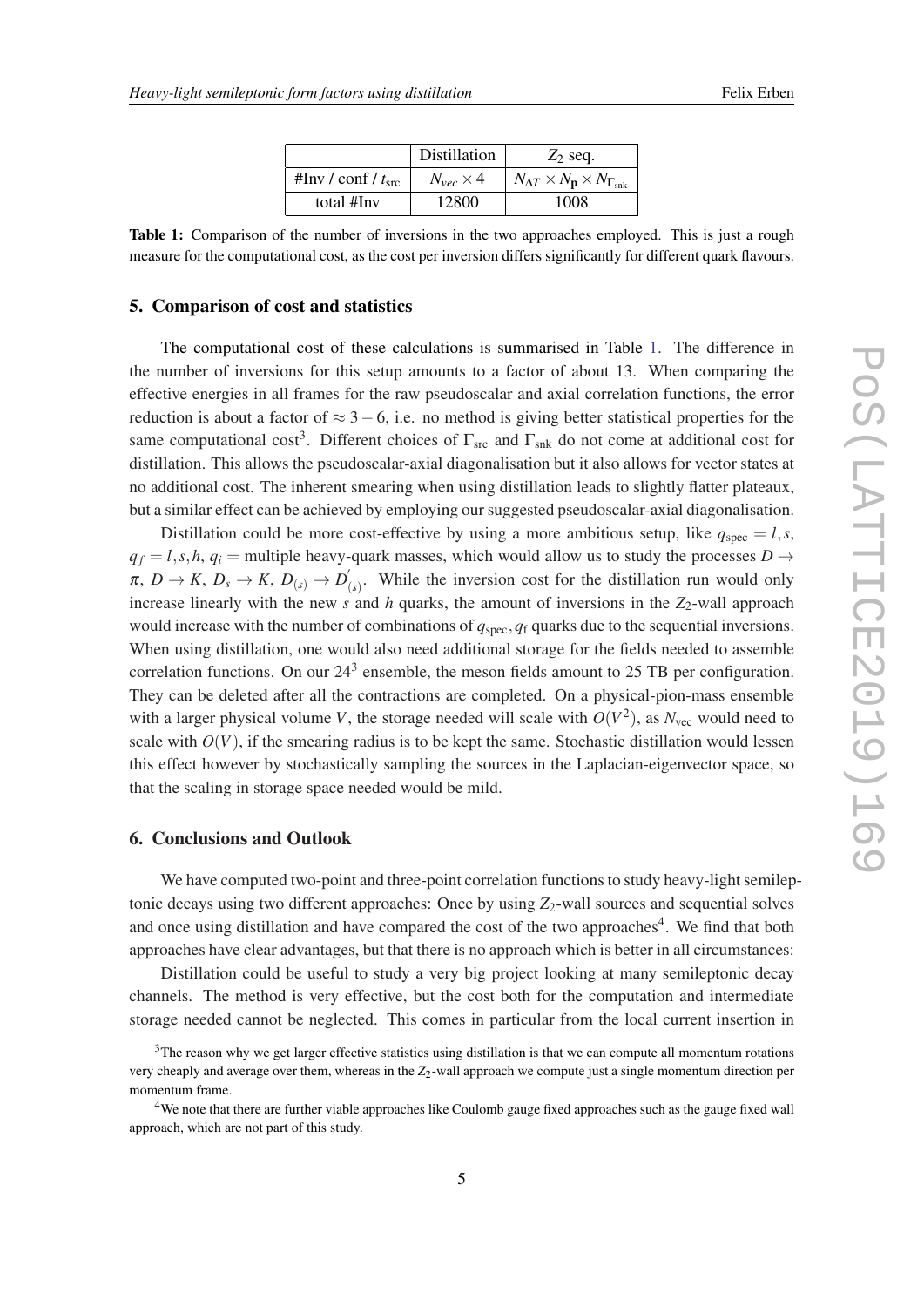|  | Distillation | $Z_2$ seq. |
| --- | --- | --- |
| #Inv / conf / $t_{\rm src}$ | $N_{vec} \times 4$ | $N_{\Delta T} \times N_{\mathbf{p}} \times N_{\Gamma_{\rm snk}}$ |
| total #Inv | 12800 | 1008 |

**Table 1:** Comparison of the number of inversions in the two approaches employed. This is just a rough measure for the computational cost, as the cost per inversion differs significantly for different quark flavours.

## 5. Comparison of cost and statistics

The computational cost of these calculations is summarised in Table 1. The difference in the number of inversions for this setup amounts to a factor of about 13. When comparing the effective energies in all frames for the raw pseudoscalar and axial correlation functions, the error reduction is about a factor of $\approx 3-6$, i.e. no method is giving better statistical properties for the same computational cost[3]. Different choices of $\Gamma_{\rm src}$ and $\Gamma_{\rm snk}$ do not come at additional cost for distillation. This allows the pseudoscalar-axial diagonalisation but it also allows for vector states at no additional cost. The inherent smearing when using distillation leads to slightly flatter plateaux, but a similar effect can be achieved by employing our suggested pseudoscalar-axial diagonalisation.

Distillation could be more cost-effective by using a more ambitious setup, like $q_{\rm spec} = l,s$, $q_f = l,s,h$, $q_i =$ multiple heavy-quark masses, which would allow us to study the processes $D \to \pi$, $D \to K$, $D_s \to K$, $D_{(s)} \to D^{'}_{(s)}$. While the inversion cost for the distillation run would only increase linearly with the new $s$ and $h$ quarks, the amount of inversions in the $Z_2$-wall approach would increase with the number of combinations of $q_{\rm spec}, q_{\rm f}$ quarks due to the sequential inversions. When using distillation, one would also need additional storage for the fields needed to assemble correlation functions. On our $24^3$ ensemble, the meson fields amount to 25 TB per configuration. They can be deleted after all the contractions are completed. On a physical-pion-mass ensemble with a larger physical volume $V$, the storage needed will scale with $O(V^2)$, as $N_{\rm vec}$ would need to scale with $O(V)$, if the smearing radius is to be kept the same. Stochastic distillation would lessen this effect however by stochastically sampling the sources in the Laplacian-eigenvector space, so that the scaling in storage space needed would be mild.

## 6. Conclusions and Outlook

We have computed two-point and three-point correlation functions to study heavy-light semileptonic decays using two different approaches: Once by using $Z_2$-wall sources and sequential solves and once using distillation and have compared the cost of the two approaches[4]. We find that both approaches have clear advantages, but that there is no approach which is better in all circumstances:

Distillation could be useful to study a very big project looking at many semileptonic decay channels. The method is very effective, but the cost both for the computation and intermediate storage needed cannot be neglected. This comes in particular from the local current insertion in

[3] The reason why we get larger effective statistics using distillation is that we can compute all momentum rotations very cheaply and average over them, whereas in the $Z_2$-wall approach we compute just a single momentum direction per momentum frame.

[4] We note that there are further viable approaches like Coulomb gauge fixed approaches such as the gauge fixed wall approach, which are not part of this study.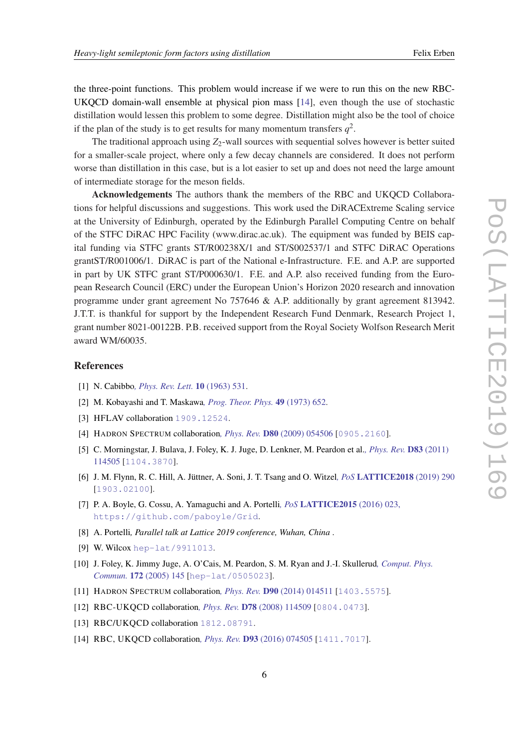the three-point functions. This problem would increase if we were to run this on the new RBC-UKQCD domain-wall ensemble at physical pion mass [14], even though the use of stochastic distillation would lessen this problem to some degree. Distillation might also be the tool of choice if the plan of the study is to get results for many momentum transfers $q^2$.

The traditional approach using $Z_2$-wall sources with sequential solves however is better suited for a smaller-scale project, where only a few decay channels are considered. It does not perform worse than distillation in this case, but is a lot easier to set up and does not need the large amount of intermediate storage for the meson fields.

**Acknowledgements** The authors thank the members of the RBC and UKQCD Collaborations for helpful discussions and suggestions. This work used the DiRACExtreme Scaling service at the University of Edinburgh, operated by the Edinburgh Parallel Computing Centre on behalf of the STFC DiRAC HPC Facility (www.dirac.ac.uk). The equipment was funded by BEIS capital funding via STFC grants ST/R00238X/1 and ST/S002537/1 and STFC DiRAC Operations grantST/R001006/1. DiRAC is part of the National e-Infrastructure. F.E. and A.P. are supported in part by UK STFC grant ST/P000630/1. F.E. and A.P. also received funding from the European Research Council (ERC) under the European Union's Horizon 2020 research and innovation programme under grant agreement No 757646 & A.P. additionally by grant agreement 813942. J.T.T. is thankful for support by the Independent Research Fund Denmark, Research Project 1, grant number 8021-00122B. P.B. received support from the Royal Society Wolfson Research Merit award WM/60035.

## References

[1] N. Cabibbo, *Phys. Rev. Lett.* **10** (1963) 531.

[2] M. Kobayashi and T. Maskawa, *Prog. Theor. Phys.* **49** (1973) 652.

[3] HFLAV collaboration 1909.12524.

[4] Hadron Spectrum collaboration, *Phys. Rev.* **D80** (2009) 054506 [0905.2160].

[5] C. Morningstar, J. Bulava, J. Foley, K. J. Juge, D. Lenkner, M. Peardon et al., *Phys. Rev.* **D83** (2011) 114505 [1104.3870].

[6] J. M. Flynn, R. C. Hill, A. Jüttner, A. Soni, J. T. Tsang and O. Witzel, *PoS* **LATTICE2018** (2019) 290 [1903.02100].

[7] P. A. Boyle, G. Cossu, A. Yamaguchi and A. Portelli, *PoS* **LATTICE2015** (2016) 023, https://github.com/paboyle/Grid.

[8] A. Portelli, *Parallel talk at Lattice 2019 conference, Wuhan, China* .

[9] W. Wilcox hep-lat/9911013.

[10] J. Foley, K. Jimmy Juge, A. O'Cais, M. Peardon, S. M. Ryan and J.-I. Skullerud, *Comput. Phys. Commun.* **172** (2005) 145 [hep-lat/0505023].

[11] Hadron Spectrum collaboration, *Phys. Rev.* **D90** (2014) 014511 [1403.5575].

[12] RBC-UKQCD collaboration, *Phys. Rev.* **D78** (2008) 114509 [0804.0473].

[13] RBC/UKQCD collaboration 1812.08791.

[14] RBC, UKQCD collaboration, *Phys. Rev.* **D93** (2016) 074505 [1411.7017].